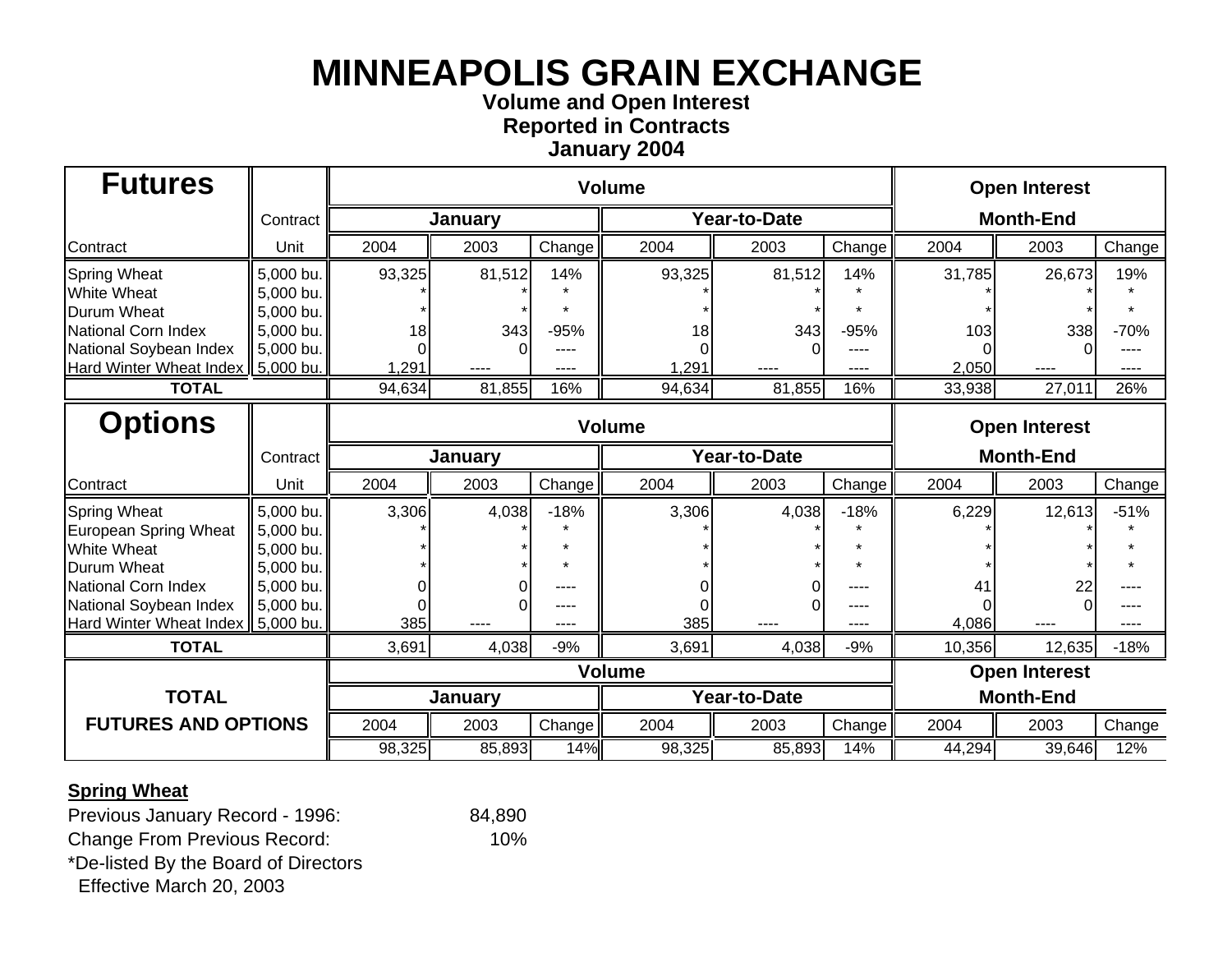# MINNEAPOLIS GRAIN EXCHANGE

**Volume and Open Interest**
**Reported in Contracts**
**January 2004**

| **Futures** | Contract | **Volume** | | | | | | **Open Interest** | | |
|---|---|---|---|---|---|---|---|---|---|---|
| | | **January** | | | **Year-to-Date** | | | **Month-End** | | |
| Contract | Unit | 2004 | 2003 | Change | 2004 | 2003 | Change | 2004 | 2003 | Change |
| Spring Wheat | 5,000 bu. | 93,325 | 81,512 | 14% | 93,325 | 81,512 | 14% | 31,785 | 26,673 | 19% |
| White Wheat | 5,000 bu. | * | * | * | * | * | * | * | * | * |
| Durum Wheat | 5,000 bu. | * | * | * | * | * | * | * | * | * |
| National Corn Index | 5,000 bu. | 18 | 343 | -95% | 18 | 343 | -95% | 103 | 338 | -70% |
| National Soybean Index | 5,000 bu. | 0 | 0 | ---- | 0 | 0 | ---- | 0 | 0 | ---- |
| Hard Winter Wheat Index | 5,000 bu. | 1,291 | ---- | ---- | 1,291 | ---- | ---- | 2,050 | ---- | ---- |
| **TOTAL** | | 94,634 | 81,855 | 16% | 94,634 | 81,855 | 16% | 33,938 | 27,011 | 26% |

| **Options** | Contract | **Volume** | | | | | | **Open Interest** | | |
|---|---|---|---|---|---|---|---|---|---|---|
| | | **January** | | | **Year-to-Date** | | | **Month-End** | | |
| Contract | Unit | 2004 | 2003 | Change | 2004 | 2003 | Change | 2004 | 2003 | Change |
| Spring Wheat | 5,000 bu. | 3,306 | 4,038 | -18% | 3,306 | 4,038 | -18% | 6,229 | 12,613 | -51% |
| European Spring Wheat | 5,000 bu. | * | * | * | * | * | * | * | * | * |
| White Wheat | 5,000 bu. | * | * | * | * | * | * | * | * | * |
| Durum Wheat | 5,000 bu. | * | * | * | * | * | * | * | * | * |
| National Corn Index | 5,000 bu. | 0 | 0 | ---- | 0 | 0 | ---- | 41 | 22 | ---- |
| National Soybean Index | 5,000 bu. | 0 | 0 | ---- | 0 | 0 | ---- | 0 | 0 | ---- |
| Hard Winter Wheat Index | 5,000 bu. | 385 | ---- | ---- | 385 | ---- | ---- | 4,086 | ---- | ---- |
| **TOTAL** | | 3,691 | 4,038 | -9% | 3,691 | 4,038 | -9% | 10,356 | 12,635 | -18% |

| **TOTAL FUTURES AND OPTIONS** | **Volume** | | | | | | **Open Interest** | | |
|---|---|---|---|---|---|---|---|---|---|
| | **January** | | | **Year-to-Date** | | | **Month-End** | | |
| | 2004 | 2003 | Change | 2004 | 2003 | Change | 2004 | 2003 | Change |
| | 98,325 | 85,893 | 14% | 98,325 | 85,893 | 14% | 44,294 | 39,646 | 12% |

**Spring Wheat**

Previous January Record - 1996: 84,890
Change From Previous Record: 10%

*De-listed By the Board of Directors
Effective March 20, 2003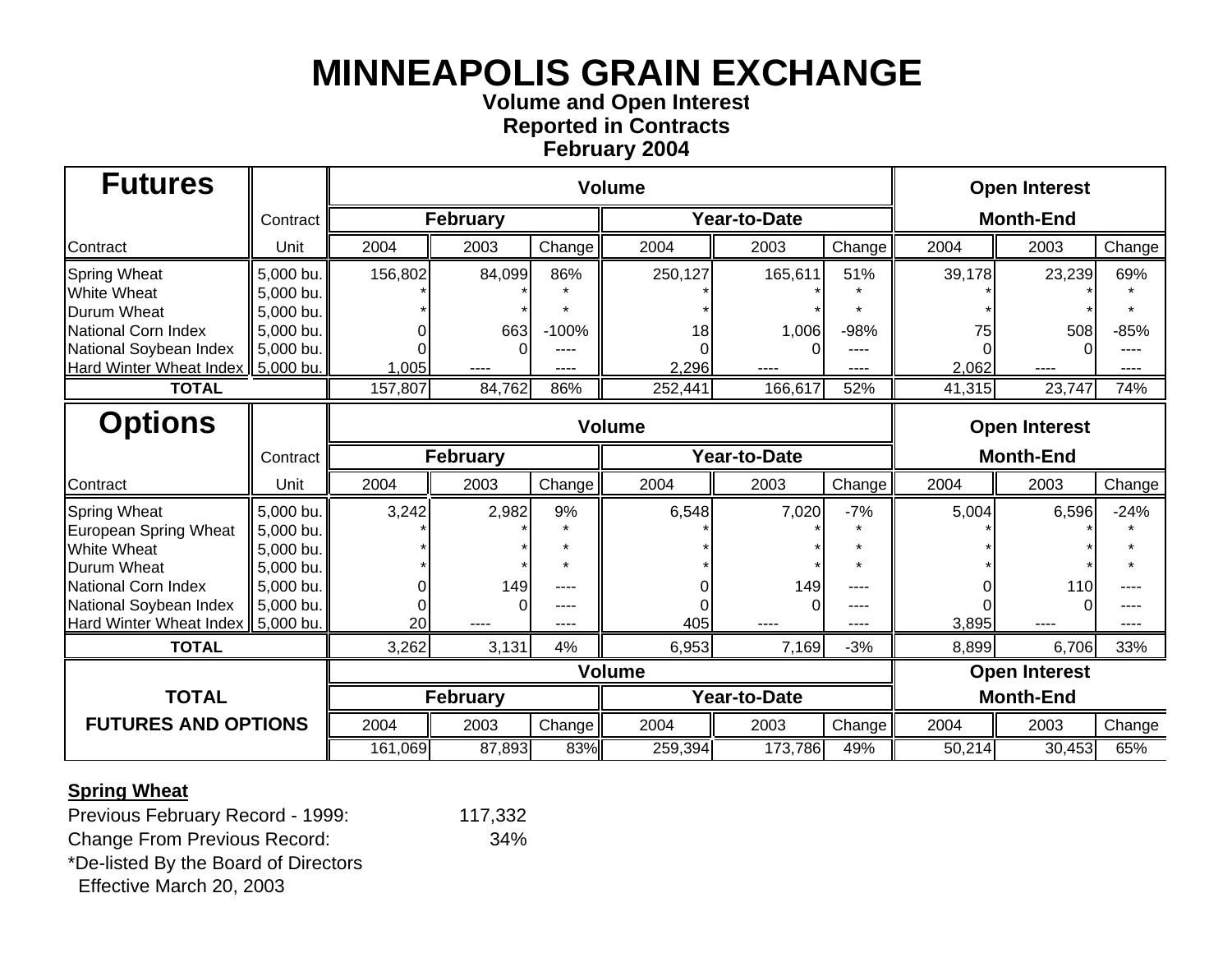# MINNEAPOLIS GRAIN EXCHANGE

**Volume and Open Interest**
**Reported in Contracts**
**February 2004**

| Futures | Contract | Volume | | | | | | Open Interest | | |
|---|---|---|---|---|---|---|---|---|---|---|
| | | February | | | Year-to-Date | | | Month-End | | |
| Contract | Unit | 2004 | 2003 | Change | 2004 | 2003 | Change | 2004 | 2003 | Change |
| Spring Wheat | 5,000 bu. | 156,802 | 84,099 | 86% | 250,127 | 165,611 | 51% | 39,178 | 23,239 | 69% |
| White Wheat | 5,000 bu. | * | * | * | * | * | * | * | * | * |
| Durum Wheat | 5,000 bu. | * | * | * | * | * | * | * | * | * |
| National Corn Index | 5,000 bu. | 0 | 663 | -100% | 18 | 1,006 | -98% | 75 | 508 | -85% |
| National Soybean Index | 5,000 bu. | 0 | 0 | ---- | 0 | 0 | ---- | 0 | 0 | ---- |
| Hard Winter Wheat Index | 5,000 bu. | 1,005 | ---- | ---- | 2,296 | ---- | ---- | 2,062 | ---- | ---- |
| **TOTAL** | | 157,807 | 84,762 | 86% | 252,441 | 166,617 | 52% | 41,315 | 23,747 | 74% |

| Options | Contract | Volume | | | | | | Open Interest | | |
|---|---|---|---|---|---|---|---|---|---|---|
| | | February | | | Year-to-Date | | | Month-End | | |
| Contract | Unit | 2004 | 2003 | Change | 2004 | 2003 | Change | 2004 | 2003 | Change |
| Spring Wheat | 5,000 bu. | 3,242 | 2,982 | 9% | 6,548 | 7,020 | -7% | 5,004 | 6,596 | -24% |
| European Spring Wheat | 5,000 bu. | * | * | * | * | * | * | * | * | * |
| White Wheat | 5,000 bu. | * | * | * | * | * | * | * | * | * |
| Durum Wheat | 5,000 bu. | * | * | * | * | * | * | * | * | * |
| National Corn Index | 5,000 bu. | 0 | 149 | ---- | 0 | 149 | ---- | 0 | 110 | ---- |
| National Soybean Index | 5,000 bu. | 0 | 0 | ---- | 0 | 0 | ---- | 0 | 0 | ---- |
| Hard Winter Wheat Index | 5,000 bu. | 20 | ---- | ---- | 405 | ---- | ---- | 3,895 | ---- | ---- |
| **TOTAL** | | 3,262 | 3,131 | 4% | 6,953 | 7,169 | -3% | 8,899 | 6,706 | 33% |

| TOTAL FUTURES AND OPTIONS | Volume | | | | | | Open Interest | | |
|---|---|---|---|---|---|---|---|---|---|
| | February | | | Year-to-Date | | | Month-End | | |
| | 2004 | 2003 | Change | 2004 | 2003 | Change | 2004 | 2003 | Change |
| | 161,069 | 87,893 | 83% | 259,394 | 173,786 | 49% | 50,214 | 30,453 | 65% |

**Spring Wheat**

Previous February Record - 1999: 117,332

Change From Previous Record: 34%

*De-listed By the Board of Directors
Effective March 20, 2003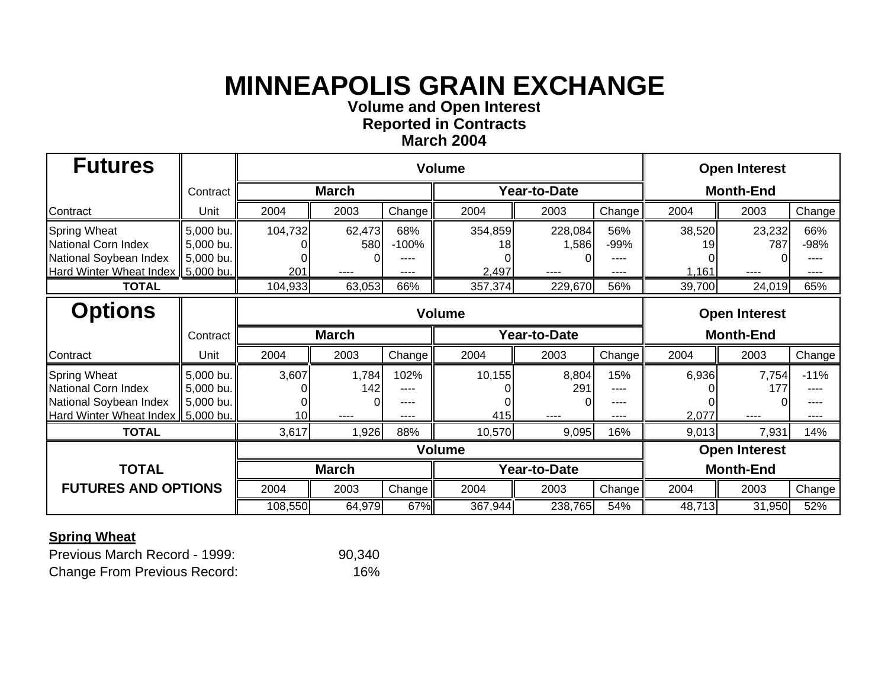# MINNEAPOLIS GRAIN EXCHANGE

**Volume and Open Interest**
**Reported in Contracts**
**March 2004**

| Futures | Contract | Volume | | | | | | Open Interest | | |
|---|---|---|---|---|---|---|---|---|---|---|
| | | March | | | Year-to-Date | | | Month-End | | |
| Contract | Unit | 2004 | 2003 | Change | 2004 | 2003 | Change | 2004 | 2003 | Change |
| Spring Wheat | 5,000 bu. | 104,732 | 62,473 | 68% | 354,859 | 228,084 | 56% | 38,520 | 23,232 | 66% |
| National Corn Index | 5,000 bu. | 0 | 580 | -100% | 18 | 1,586 | -99% | 19 | 787 | -98% |
| National Soybean Index | 5,000 bu. | 0 | 0 | ---- | 0 | 0 | ---- | 0 | 0 | ---- |
| Hard Winter Wheat Index | 5,000 bu. | 201 | ---- | ---- | 2,497 | ---- | ---- | 1,161 | ---- | ---- |
| **TOTAL** | | 104,933 | 63,053 | 66% | 357,374 | 229,670 | 56% | 39,700 | 24,019 | 65% |

| Options | Contract | Volume | | | | | | Open Interest | | |
|---|---|---|---|---|---|---|---|---|---|---|
| | | March | | | Year-to-Date | | | Month-End | | |
| Contract | Unit | 2004 | 2003 | Change | 2004 | 2003 | Change | 2004 | 2003 | Change |
| Spring Wheat | 5,000 bu. | 3,607 | 1,784 | 102% | 10,155 | 8,804 | 15% | 6,936 | 7,754 | -11% |
| National Corn Index | 5,000 bu. | 0 | 142 | ---- | 0 | 291 | ---- | 0 | 177 | ---- |
| National Soybean Index | 5,000 bu. | 0 | 0 | ---- | 0 | 0 | ---- | 0 | 0 | ---- |
| Hard Winter Wheat Index | 5,000 bu. | 10 | ---- | ---- | 415 | ---- | ---- | 2,077 | ---- | ---- |
| **TOTAL** | | 3,617 | 1,926 | 88% | 10,570 | 9,095 | 16% | 9,013 | 7,931 | 14% |

| TOTAL FUTURES AND OPTIONS | Volume | | | | | | Open Interest | | |
|---|---|---|---|---|---|---|---|---|---|
| | March | | | Year-to-Date | | | Month-End | | |
| | 2004 | 2003 | Change | 2004 | 2003 | Change | 2004 | 2003 | Change |
| | 108,550 | 64,979 | 67% | 367,944 | 238,765 | 54% | 48,713 | 31,950 | 52% |

**Spring Wheat**

Previous March Record - 1999: 90,340
Change From Previous Record: 16%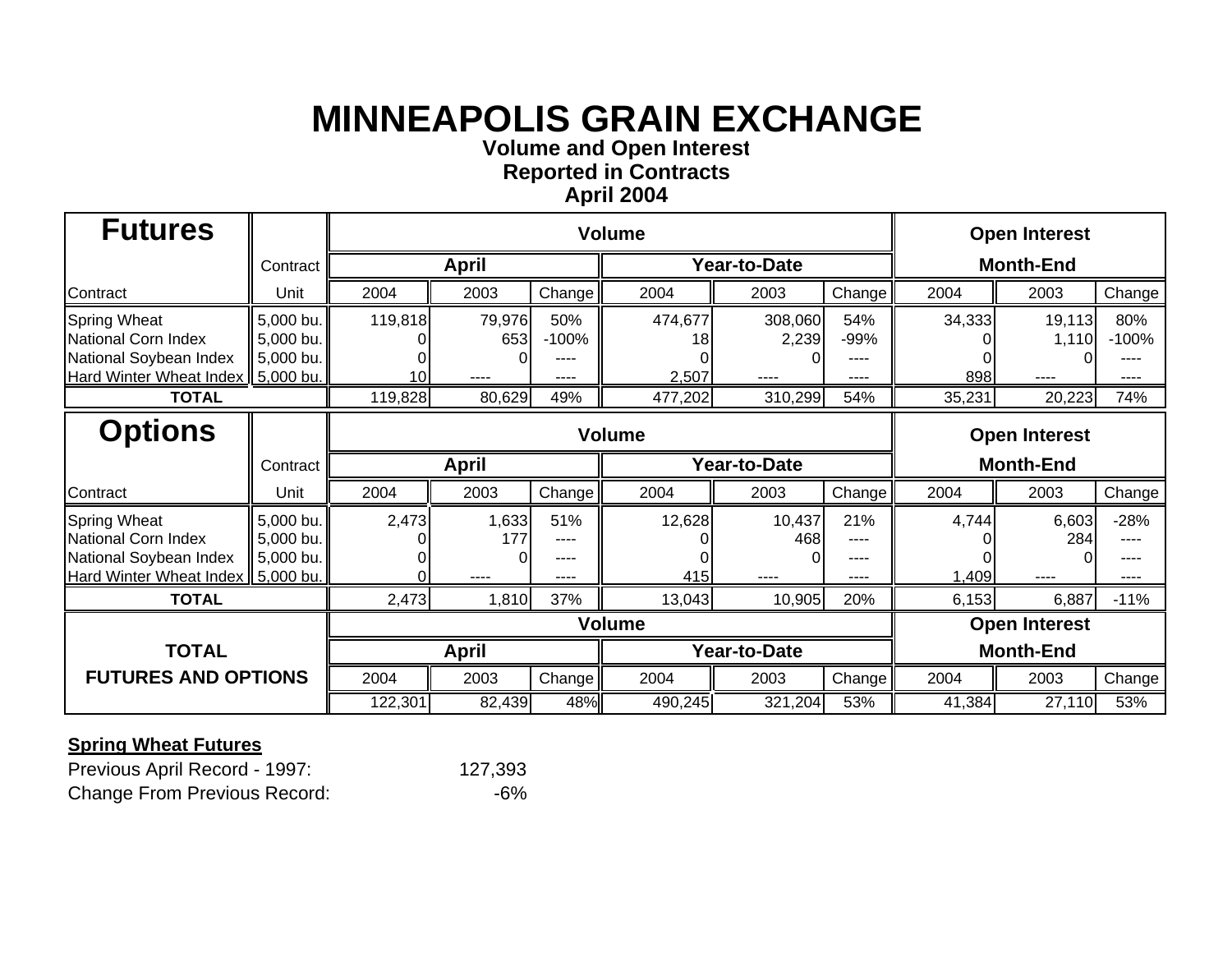# MINNEAPOLIS GRAIN EXCHANGE

**Volume and Open Interest**
**Reported in Contracts**
**April 2004**

| Futures | Contract | Volume | | | | | | Open Interest | | |
|---|---|---|---|---|---|---|---|---|---|---|
| | Contract | April | | | Year-to-Date | | | Month-End | | |
| Contract | Unit | 2004 | 2003 | Change | 2004 | 2003 | Change | 2004 | 2003 | Change |
| Spring Wheat | 5,000 bu. | 119,818 | 79,976 | 50% | 474,677 | 308,060 | 54% | 34,333 | 19,113 | 80% |
| National Corn Index | 5,000 bu. | 0 | 653 | -100% | 18 | 2,239 | -99% | 0 | 1,110 | -100% |
| National Soybean Index | 5,000 bu. | 0 | 0 | ---- | 0 | 0 | ---- | 0 | 0 | ---- |
| Hard Winter Wheat Index | 5,000 bu. | 10 | ---- | ---- | 2,507 | ---- | ---- | 898 | ---- | ---- |
| **TOTAL** | | 119,828 | 80,629 | 49% | 477,202 | 310,299 | 54% | 35,231 | 20,223 | 74% |

| Options | Contract | Volume | | | | | | Open Interest | | |
|---|---|---|---|---|---|---|---|---|---|---|
| | Contract | April | | | Year-to-Date | | | Month-End | | |
| Contract | Unit | 2004 | 2003 | Change | 2004 | 2003 | Change | 2004 | 2003 | Change |
| Spring Wheat | 5,000 bu. | 2,473 | 1,633 | 51% | 12,628 | 10,437 | 21% | 4,744 | 6,603 | -28% |
| National Corn Index | 5,000 bu. | 0 | 177 | ---- | 0 | 468 | ---- | 0 | 284 | ---- |
| National Soybean Index | 5,000 bu. | 0 | 0 | ---- | 0 | 0 | ---- | 0 | 0 | ---- |
| Hard Winter Wheat Index | 5,000 bu. | 0 | ---- | ---- | 415 | ---- | ---- | 1,409 | ---- | ---- |
| **TOTAL** | | 2,473 | 1,810 | 37% | 13,043 | 10,905 | 20% | 6,153 | 6,887 | -11% |

| TOTAL FUTURES AND OPTIONS | Volume | | | | | | Open Interest | | |
|---|---|---|---|---|---|---|---|---|---|
| | April | | | Year-to-Date | | | Month-End | | |
| | 2004 | 2003 | Change | 2004 | 2003 | Change | 2004 | 2003 | Change |
| | 122,301 | 82,439 | 48% | 490,245 | 321,204 | 53% | 41,384 | 27,110 | 53% |

**Spring Wheat Futures**

| | |
|---|---|
| Previous April Record - 1997: | 127,393 |
| Change From Previous Record: | -6% |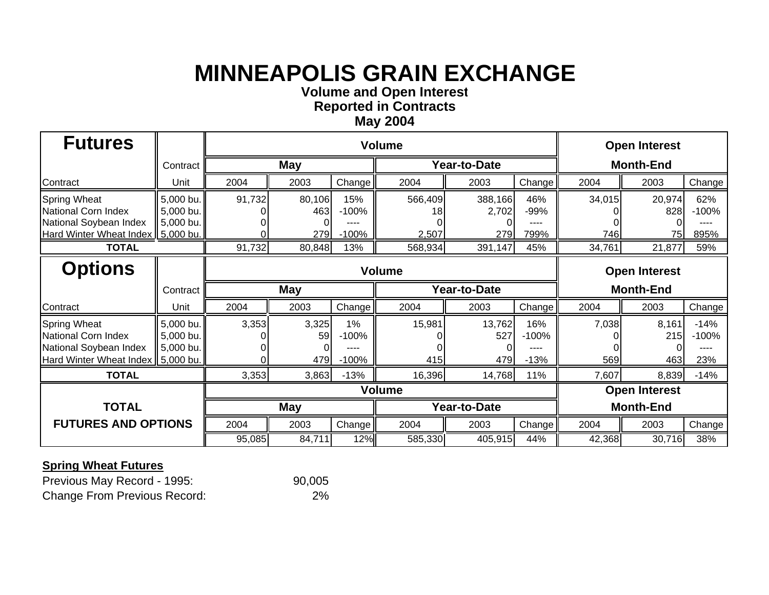# MINNEAPOLIS GRAIN EXCHANGE

**Volume and Open Interest**
**Reported in Contracts**
**May 2004**

| Futures | | Volume | | | | | | Open Interest | | |
|---|---|---|---|---|---|---|---|---|---|---|
| | Contract | May | | | Year-to-Date | | | Month-End | | |
| Contract | Unit | 2004 | 2003 | Change | 2004 | 2003 | Change | 2004 | 2003 | Change |
| Spring Wheat | 5,000 bu. | 91,732 | 80,106 | 15% | 566,409 | 388,166 | 46% | 34,015 | 20,974 | 62% |
| National Corn Index | 5,000 bu. | 0 | 463 | -100% | 18 | 2,702 | -99% | 0 | 828 | -100% |
| National Soybean Index | 5,000 bu. | 0 | 0 | ---- | 0 | 0 | ---- | 0 | 0 | ---- |
| Hard Winter Wheat Index | 5,000 bu. | 0 | 279 | -100% | 2,507 | 279 | 799% | 746 | 75 | 895% |
| **TOTAL** | | 91,732 | 80,848 | 13% | 568,934 | 391,147 | 45% | 34,761 | 21,877 | 59% |

| Options | | Volume | | | | | | Open Interest | | |
|---|---|---|---|---|---|---|---|---|---|---|
| | Contract | May | | | Year-to-Date | | | Month-End | | |
| Contract | Unit | 2004 | 2003 | Change | 2004 | 2003 | Change | 2004 | 2003 | Change |
| Spring Wheat | 5,000 bu. | 3,353 | 3,325 | 1% | 15,981 | 13,762 | 16% | 7,038 | 8,161 | -14% |
| National Corn Index | 5,000 bu. | 0 | 59 | -100% | 0 | 527 | -100% | 0 | 215 | -100% |
| National Soybean Index | 5,000 bu. | 0 | 0 | ---- | 0 | 0 | ---- | 0 | 0 | ---- |
| Hard Winter Wheat Index | 5,000 bu. | 0 | 479 | -100% | 415 | 479 | -13% | 569 | 463 | 23% |
| **TOTAL** | | 3,353 | 3,863 | -13% | 16,396 | 14,768 | 11% | 7,607 | 8,839 | -14% |

| TOTAL FUTURES AND OPTIONS | Volume | | | | | | Open Interest | | |
|---|---|---|---|---|---|---|---|---|---|
| | May | | | Year-to-Date | | | Month-End | | |
| | 2004 | 2003 | Change | 2004 | 2003 | Change | 2004 | 2003 | Change |
| | 95,085 | 84,711 | 12% | 585,330 | 405,915 | 44% | 42,368 | 30,716 | 38% |

**Spring Wheat Futures**

Previous May Record - 1995: 90,005

Change From Previous Record: 2%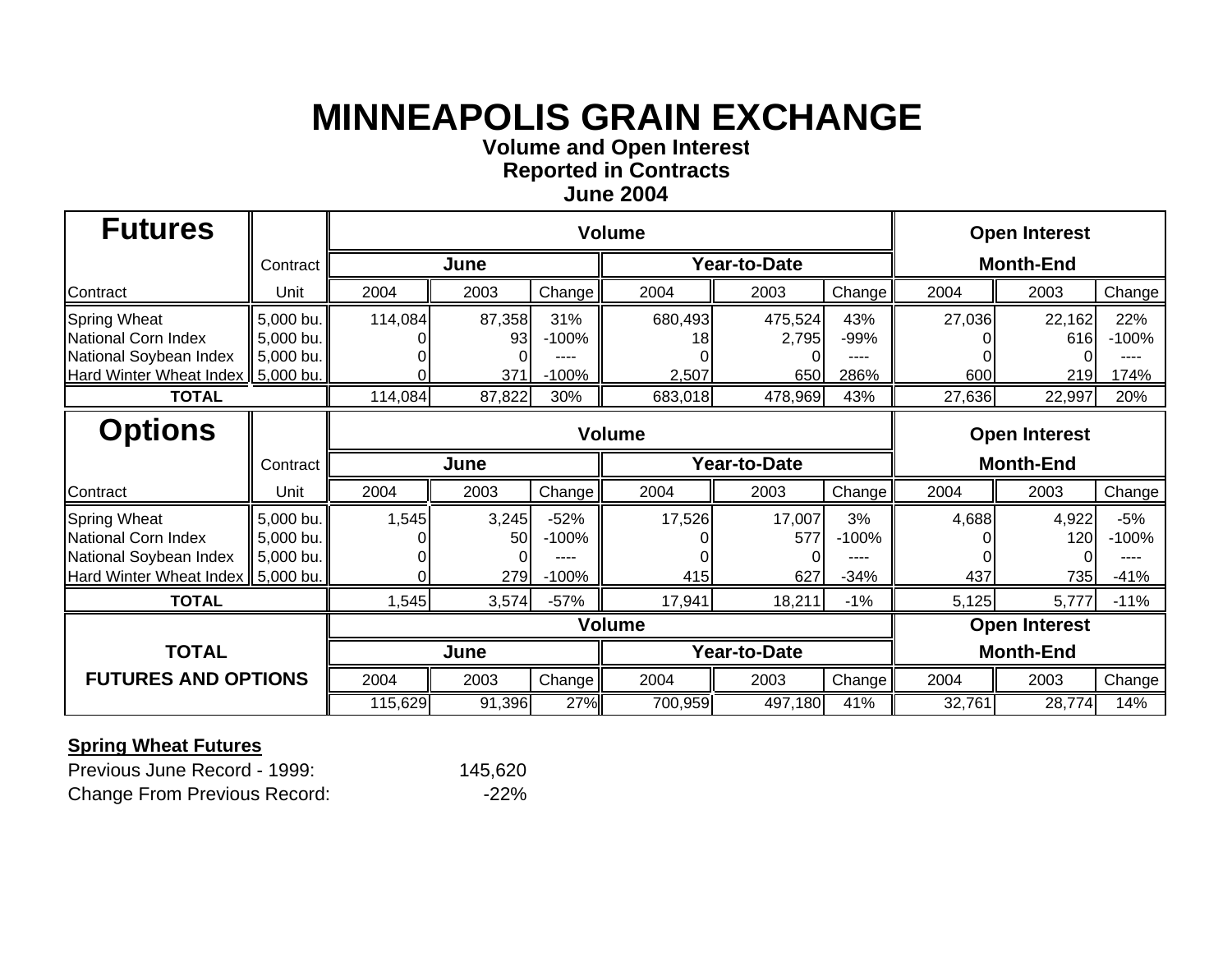# MINNEAPOLIS GRAIN EXCHANGE

**Volume and Open Interest**
**Reported in Contracts**
**June 2004**

| Futures | | Volume | | | | | | Open Interest | | |
|---|---|---|---|---|---|---|---|---|---|---|
| | Contract | June | | | Year-to-Date | | | Month-End | | |
| Contract | Unit | 2004 | 2003 | Change | 2004 | 2003 | Change | 2004 | 2003 | Change |
| Spring Wheat | 5,000 bu. | 114,084 | 87,358 | 31% | 680,493 | 475,524 | 43% | 27,036 | 22,162 | 22% |
| National Corn Index | 5,000 bu. | 0 | 93 | -100% | 18 | 2,795 | -99% | 0 | 616 | -100% |
| National Soybean Index | 5,000 bu. | 0 | 0 | ---- | 0 | 0 | ---- | 0 | 0 | ---- |
| Hard Winter Wheat Index | 5,000 bu. | 0 | 371 | -100% | 2,507 | 650 | 286% | 600 | 219 | 174% |
| **TOTAL** | | 114,084 | 87,822 | 30% | 683,018 | 478,969 | 43% | 27,636 | 22,997 | 20% |

| Options | | Volume | | | | | | Open Interest | | |
|---|---|---|---|---|---|---|---|---|---|---|
| | Contract | June | | | Year-to-Date | | | Month-End | | |
| Contract | Unit | 2004 | 2003 | Change | 2004 | 2003 | Change | 2004 | 2003 | Change |
| Spring Wheat | 5,000 bu. | 1,545 | 3,245 | -52% | 17,526 | 17,007 | 3% | 4,688 | 4,922 | -5% |
| National Corn Index | 5,000 bu. | 0 | 50 | -100% | 0 | 577 | -100% | 0 | 120 | -100% |
| National Soybean Index | 5,000 bu. | 0 | 0 | ---- | 0 | 0 | ---- | 0 | 0 | ---- |
| Hard Winter Wheat Index | 5,000 bu. | 0 | 279 | -100% | 415 | 627 | -34% | 437 | 735 | -41% |
| **TOTAL** | | 1,545 | 3,574 | -57% | 17,941 | 18,211 | -1% | 5,125 | 5,777 | -11% |

| | Volume | | | | | | Open Interest | | |
|---|---|---|---|---|---|---|---|---|---|
| **TOTAL** | June | | | Year-to-Date | | | Month-End | | |
| **FUTURES AND OPTIONS** | 2004 | 2003 | Change | 2004 | 2003 | Change | 2004 | 2003 | Change |
| | 115,629 | 91,396 | 27% | 700,959 | 497,180 | 41% | 32,761 | 28,774 | 14% |

**Spring Wheat Futures**

Previous June Record - 1999: 145,620

Change From Previous Record: -22%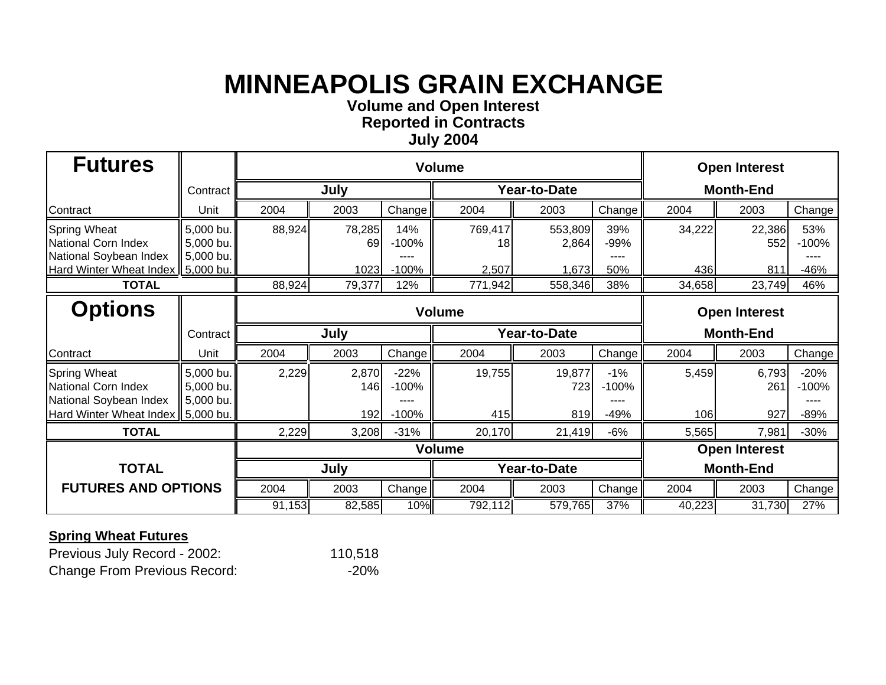# MINNEAPOLIS GRAIN EXCHANGE

**Volume and Open Interest**
**Reported in Contracts**
**July 2004**

| Futures | | Volume | | | | | | Open Interest | | |
|---|---|---|---|---|---|---|---|---|---|---|
| | Contract | July | | | Year-to-Date | | | Month-End | | |
| Contract | Unit | 2004 | 2003 | Change | 2004 | 2003 | Change | 2004 | 2003 | Change |
| Spring Wheat | 5,000 bu. | 88,924 | 78,285 | 14% | 769,417 | 553,809 | 39% | 34,222 | 22,386 | 53% |
| National Corn Index | 5,000 bu. | | 69 | -100% | 18 | 2,864 | -99% | | 552 | -100% |
| National Soybean Index | 5,000 bu. | | | ---- | | | ---- | | | ---- |
| Hard Winter Wheat Index | 5,000 bu. | | 1023 | -100% | 2,507 | 1,673 | 50% | 436 | 811 | -46% |
| **TOTAL** | | 88,924 | 79,377 | 12% | 771,942 | 558,346 | 38% | 34,658 | 23,749 | 46% |

| Options | | Volume | | | | | | Open Interest | | |
|---|---|---|---|---|---|---|---|---|---|---|
| | Contract | July | | | Year-to-Date | | | Month-End | | |
| Contract | Unit | 2004 | 2003 | Change | 2004 | 2003 | Change | 2004 | 2003 | Change |
| Spring Wheat | 5,000 bu. | 2,229 | 2,870 | -22% | 19,755 | 19,877 | -1% | 5,459 | 6,793 | -20% |
| National Corn Index | 5,000 bu. | | 146 | -100% | | 723 | -100% | | 261 | -100% |
| National Soybean Index | 5,000 bu. | | | ---- | | | ---- | | | ---- |
| Hard Winter Wheat Index | 5,000 bu. | | 192 | -100% | 415 | 819 | -49% | 106 | 927 | -89% |
| **TOTAL** | | 2,229 | 3,208 | -31% | 20,170 | 21,419 | -6% | 5,565 | 7,981 | -30% |

| TOTAL FUTURES AND OPTIONS | Volume | | | | | | Open Interest | | |
|---|---|---|---|---|---|---|---|---|---|
| | July | | | Year-to-Date | | | Month-End | | |
| | 2004 | 2003 | Change | 2004 | 2003 | Change | 2004 | 2003 | Change |
| | 91,153 | 82,585 | 10% | 792,112 | 579,765 | 37% | 40,223 | 31,730 | 27% |

**Spring Wheat Futures**

Previous July Record - 2002: 110,518
Change From Previous Record: -20%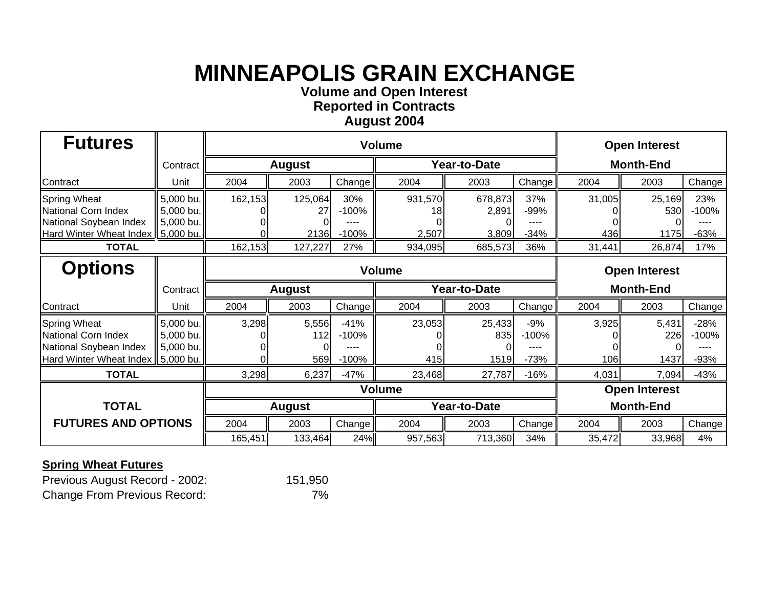# MINNEAPOLIS GRAIN EXCHANGE

**Volume and Open Interest**
**Reported in Contracts**
**August 2004**

| Futures | Contract | Volume | | | | | | Open Interest | | |
|---|---|---|---|---|---|---|---|---|---|---|
| | | August | | | Year-to-Date | | | Month-End | | |
| Contract | Unit | 2004 | 2003 | Change | 2004 | 2003 | Change | 2004 | 2003 | Change |
| Spring Wheat | 5,000 bu. | 162,153 | 125,064 | 30% | 931,570 | 678,873 | 37% | 31,005 | 25,169 | 23% |
| National Corn Index | 5,000 bu. | 0 | 27 | -100% | 18 | 2,891 | -99% | 0 | 530 | -100% |
| National Soybean Index | 5,000 bu. | 0 | 0 | ---- | 0 | 0 | ---- | 0 | 0 | ---- |
| Hard Winter Wheat Index | 5,000 bu. | 0 | 2136 | -100% | 2,507 | 3,809 | -34% | 436 | 1175 | -63% |
| **TOTAL** | | 162,153 | 127,227 | 27% | 934,095 | 685,573 | 36% | 31,441 | 26,874 | 17% |

| Options | Contract | Volume | | | | | | Open Interest | | |
|---|---|---|---|---|---|---|---|---|---|---|
| | | August | | | Year-to-Date | | | Month-End | | |
| Contract | Unit | 2004 | 2003 | Change | 2004 | 2003 | Change | 2004 | 2003 | Change |
| Spring Wheat | 5,000 bu. | 3,298 | 5,556 | -41% | 23,053 | 25,433 | -9% | 3,925 | 5,431 | -28% |
| National Corn Index | 5,000 bu. | 0 | 112 | -100% | 0 | 835 | -100% | 0 | 226 | -100% |
| National Soybean Index | 5,000 bu. | 0 | 0 | ---- | 0 | 0 | ---- | 0 | 0 | ---- |
| Hard Winter Wheat Index | 5,000 bu. | 0 | 569 | -100% | 415 | 1519 | -73% | 106 | 1437 | -93% |
| **TOTAL** | | 3,298 | 6,237 | -47% | 23,468 | 27,787 | -16% | 4,031 | 7,094 | -43% |

| TOTAL FUTURES AND OPTIONS | Volume | | | | | | Open Interest | | |
|---|---|---|---|---|---|---|---|---|---|
| | August | | | Year-to-Date | | | Month-End | | |
| | 2004 | 2003 | Change | 2004 | 2003 | Change | 2004 | 2003 | Change |
| | 165,451 | 133,464 | 24% | 957,563 | 713,360 | 34% | 35,472 | 33,968 | 4% |

**Spring Wheat Futures**

Previous August Record - 2002: 151,950

Change From Previous Record: 7%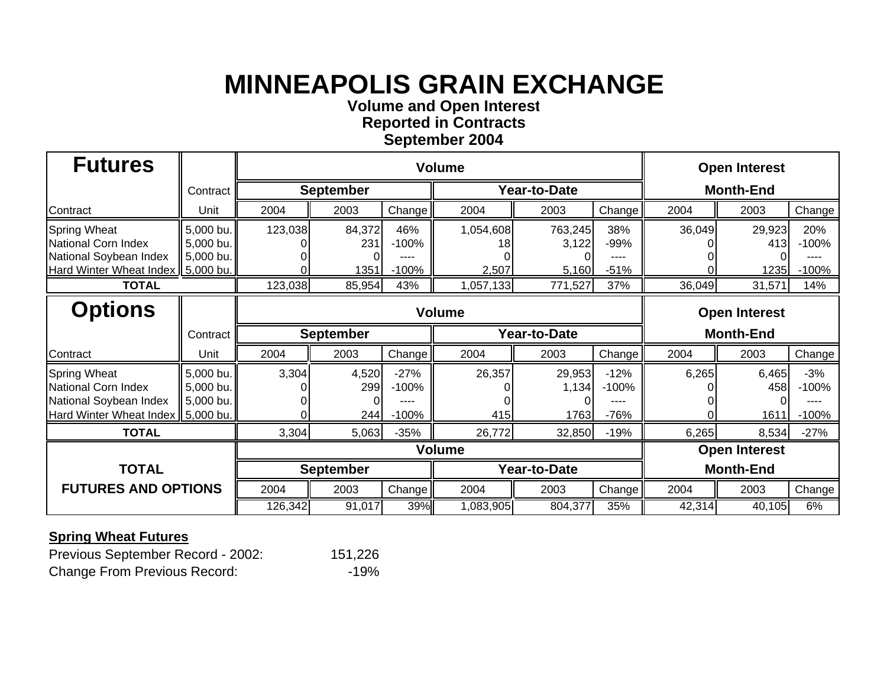# MINNEAPOLIS GRAIN EXCHANGE

**Volume and Open Interest**
**Reported in Contracts**
**September 2004**

| Futures | | Volume | | | | | | Open Interest | | |
|---|---|---|---|---|---|---|---|---|---|---|
| | Contract | September | | | Year-to-Date | | | Month-End | | |
| Contract | Unit | 2004 | 2003 | Change | 2004 | 2003 | Change | 2004 | 2003 | Change |
| Spring Wheat | 5,000 bu. | 123,038 | 84,372 | 46% | 1,054,608 | 763,245 | 38% | 36,049 | 29,923 | 20% |
| National Corn Index | 5,000 bu. | 0 | 231 | -100% | 18 | 3,122 | -99% | 0 | 413 | -100% |
| National Soybean Index | 5,000 bu. | 0 | 0 | ---- | 0 | 0 | ---- | 0 | 0 | ---- |
| Hard Winter Wheat Index | 5,000 bu. | 0 | 1351 | -100% | 2,507 | 5,160 | -51% | 0 | 1235 | -100% |
| **TOTAL** | | 123,038 | 85,954 | 43% | 1,057,133 | 771,527 | 37% | 36,049 | 31,571 | 14% |

| Options | | Volume | | | | | | Open Interest | | |
|---|---|---|---|---|---|---|---|---|---|---|
| | Contract | September | | | Year-to-Date | | | Month-End | | |
| Contract | Unit | 2004 | 2003 | Change | 2004 | 2003 | Change | 2004 | 2003 | Change |
| Spring Wheat | 5,000 bu. | 3,304 | 4,520 | -27% | 26,357 | 29,953 | -12% | 6,265 | 6,465 | -3% |
| National Corn Index | 5,000 bu. | 0 | 299 | -100% | 0 | 1,134 | -100% | 0 | 458 | -100% |
| National Soybean Index | 5,000 bu. | 0 | 0 | ---- | 0 | 0 | ---- | 0 | 0 | ---- |
| Hard Winter Wheat Index | 5,000 bu. | 0 | 244 | -100% | 415 | 1763 | -76% | 0 | 1611 | -100% |
| **TOTAL** | | 3,304 | 5,063 | -35% | 26,772 | 32,850 | -19% | 6,265 | 8,534 | -27% |

| TOTAL FUTURES AND OPTIONS | Volume | | | | | | Open Interest | | |
|---|---|---|---|---|---|---|---|---|---|
| | September | | | Year-to-Date | | | Month-End | | |
| | 2004 | 2003 | Change | 2004 | 2003 | Change | 2004 | 2003 | Change |
| | 126,342 | 91,017 | 39% | 1,083,905 | 804,377 | 35% | 42,314 | 40,105 | 6% |

**Spring Wheat Futures**

Previous September Record - 2002: 151,226

Change From Previous Record: -19%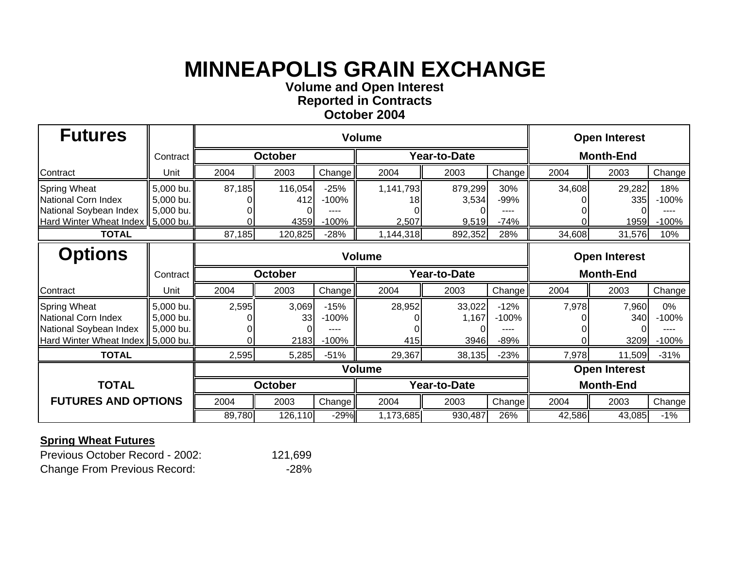# MINNEAPOLIS GRAIN EXCHANGE

**Volume and Open Interest**
**Reported in Contracts**
**October 2004**

| Futures | Contract | Volume | | | | | | Open Interest | | |
|---|---|---|---|---|---|---|---|---|---|---|
| | | October | | | Year-to-Date | | | Month-End | | |
| Contract | Unit | 2004 | 2003 | Change | 2004 | 2003 | Change | 2004 | 2003 | Change |
| Spring Wheat | 5,000 bu. | 87,185 | 116,054 | -25% | 1,141,793 | 879,299 | 30% | 34,608 | 29,282 | 18% |
| National Corn Index | 5,000 bu. | 0 | 412 | -100% | 18 | 3,534 | -99% | 0 | 335 | -100% |
| National Soybean Index | 5,000 bu. | 0 | 0 | ---- | 0 | 0 | ---- | 0 | 0 | ---- |
| Hard Winter Wheat Index | 5,000 bu. | 0 | 4359 | -100% | 2,507 | 9,519 | -74% | 0 | 1959 | -100% |
| **TOTAL** | | 87,185 | 120,825 | -28% | 1,144,318 | 892,352 | 28% | 34,608 | 31,576 | 10% |

| Options | Contract | Volume | | | | | | Open Interest | | |
|---|---|---|---|---|---|---|---|---|---|---|
| | | October | | | Year-to-Date | | | Month-End | | |
| Contract | Unit | 2004 | 2003 | Change | 2004 | 2003 | Change | 2004 | 2003 | Change |
| Spring Wheat | 5,000 bu. | 2,595 | 3,069 | -15% | 28,952 | 33,022 | -12% | 7,978 | 7,960 | 0% |
| National Corn Index | 5,000 bu. | 0 | 33 | -100% | 0 | 1,167 | -100% | 0 | 340 | -100% |
| National Soybean Index | 5,000 bu. | 0 | 0 | ---- | 0 | 0 | ---- | 0 | 0 | ---- |
| Hard Winter Wheat Index | 5,000 bu. | 0 | 2183 | -100% | 415 | 3946 | -89% | 0 | 3209 | -100% |
| **TOTAL** | | 2,595 | 5,285 | -51% | 29,367 | 38,135 | -23% | 7,978 | 11,509 | -31% |

| TOTAL FUTURES AND OPTIONS | Volume | | | | | | Open Interest | | |
|---|---|---|---|---|---|---|---|---|---|
| | October | | | Year-to-Date | | | Month-End | | |
| | 2004 | 2003 | Change | 2004 | 2003 | Change | 2004 | 2003 | Change |
| | 89,780 | 126,110 | -29% | 1,173,685 | 930,487 | 26% | 42,586 | 43,085 | -1% |

**Spring Wheat Futures**

Previous October Record - 2002: 121,699
Change From Previous Record: -28%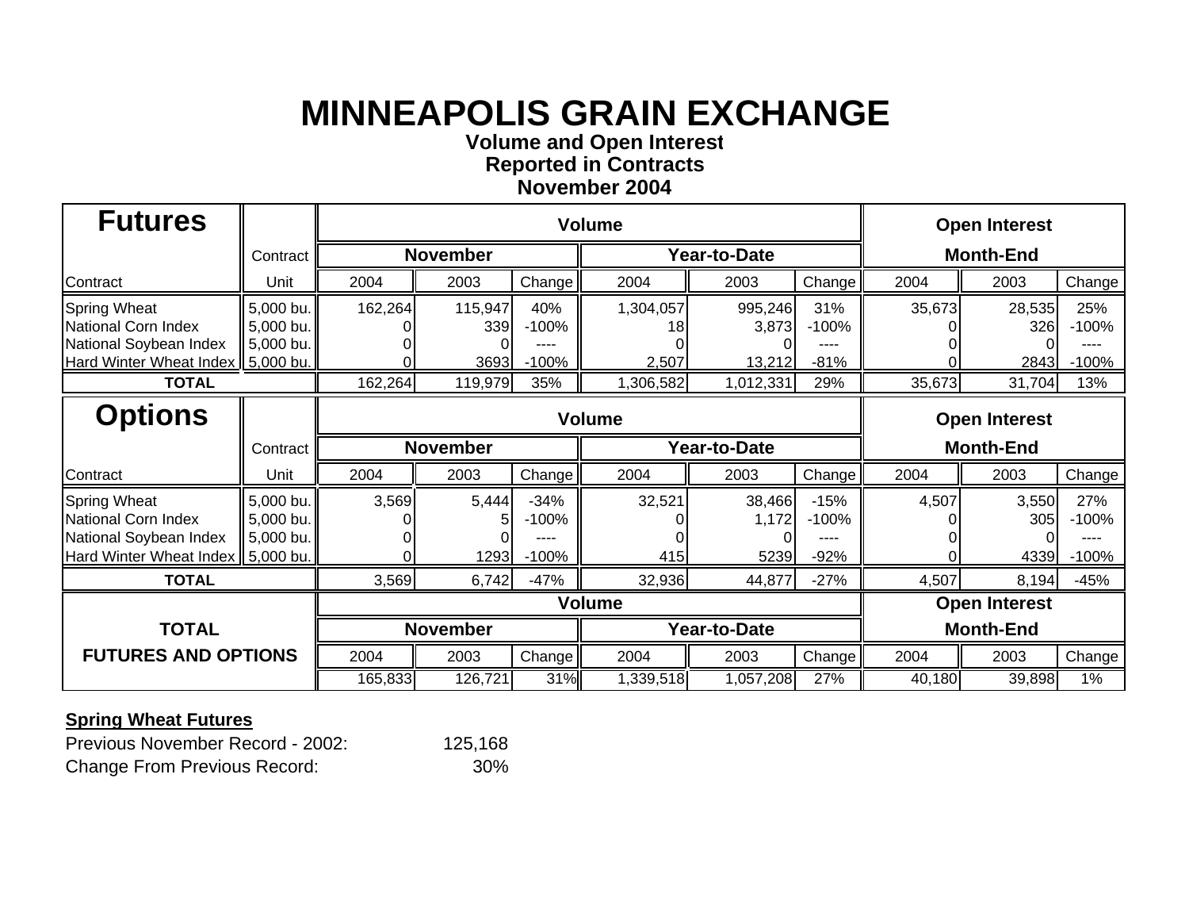# MINNEAPOLIS GRAIN EXCHANGE

**Volume and Open Interest**
**Reported in Contracts**
**November 2004**

| **Futures** | | **Volume** | | | | | | **Open Interest** | | |
|---|---|---|---|---|---|---|---|---|---|---|
| | Contract | **November** | | | **Year-to-Date** | | | **Month-End** | | |
| Contract | Unit | 2004 | 2003 | Change | 2004 | 2003 | Change | 2004 | 2003 | Change |
| Spring Wheat | 5,000 bu. | 162,264 | 115,947 | 40% | 1,304,057 | 995,246 | 31% | 35,673 | 28,535 | 25% |
| National Corn Index | 5,000 bu. | 0 | 339 | -100% | 18 | 3,873 | -100% | 0 | 326 | -100% |
| National Soybean Index | 5,000 bu. | 0 | 0 | ---- | 0 | 0 | ---- | 0 | 0 | ---- |
| Hard Winter Wheat Index | 5,000 bu. | 0 | 3693 | -100% | 2,507 | 13,212 | -81% | 0 | 2843 | -100% |
| **TOTAL** | | 162,264 | 119,979 | 35% | 1,306,582 | 1,012,331 | 29% | 35,673 | 31,704 | 13% |

| **Options** | | **Volume** | | | | | | **Open Interest** | | |
|---|---|---|---|---|---|---|---|---|---|---|
| | Contract | **November** | | | **Year-to-Date** | | | **Month-End** | | |
| Contract | Unit | 2004 | 2003 | Change | 2004 | 2003 | Change | 2004 | 2003 | Change |
| Spring Wheat | 5,000 bu. | 3,569 | 5,444 | -34% | 32,521 | 38,466 | -15% | 4,507 | 3,550 | 27% |
| National Corn Index | 5,000 bu. | 0 | 5 | -100% | 0 | 1,172 | -100% | 0 | 305 | -100% |
| National Soybean Index | 5,000 bu. | 0 | 0 | ---- | 0 | 0 | ---- | 0 | 0 | ---- |
| Hard Winter Wheat Index | 5,000 bu. | 0 | 1293 | -100% | 415 | 5239 | -92% | 0 | 4339 | -100% |
| **TOTAL** | | 3,569 | 6,742 | -47% | 32,936 | 44,877 | -27% | 4,507 | 8,194 | -45% |

| **TOTAL FUTURES AND OPTIONS** | **Volume** | | | | | | **Open Interest** | | |
|---|---|---|---|---|---|---|---|---|---|
| | **November** | | | **Year-to-Date** | | | **Month-End** | | |
| | 2004 | 2003 | Change | 2004 | 2003 | Change | 2004 | 2003 | Change |
| | 165,833 | 126,721 | 31% | 1,339,518 | 1,057,208 | 27% | 40,180 | 39,898 | 1% |

**Spring Wheat Futures**

Previous November Record - 2002: 125,168

Change From Previous Record: 30%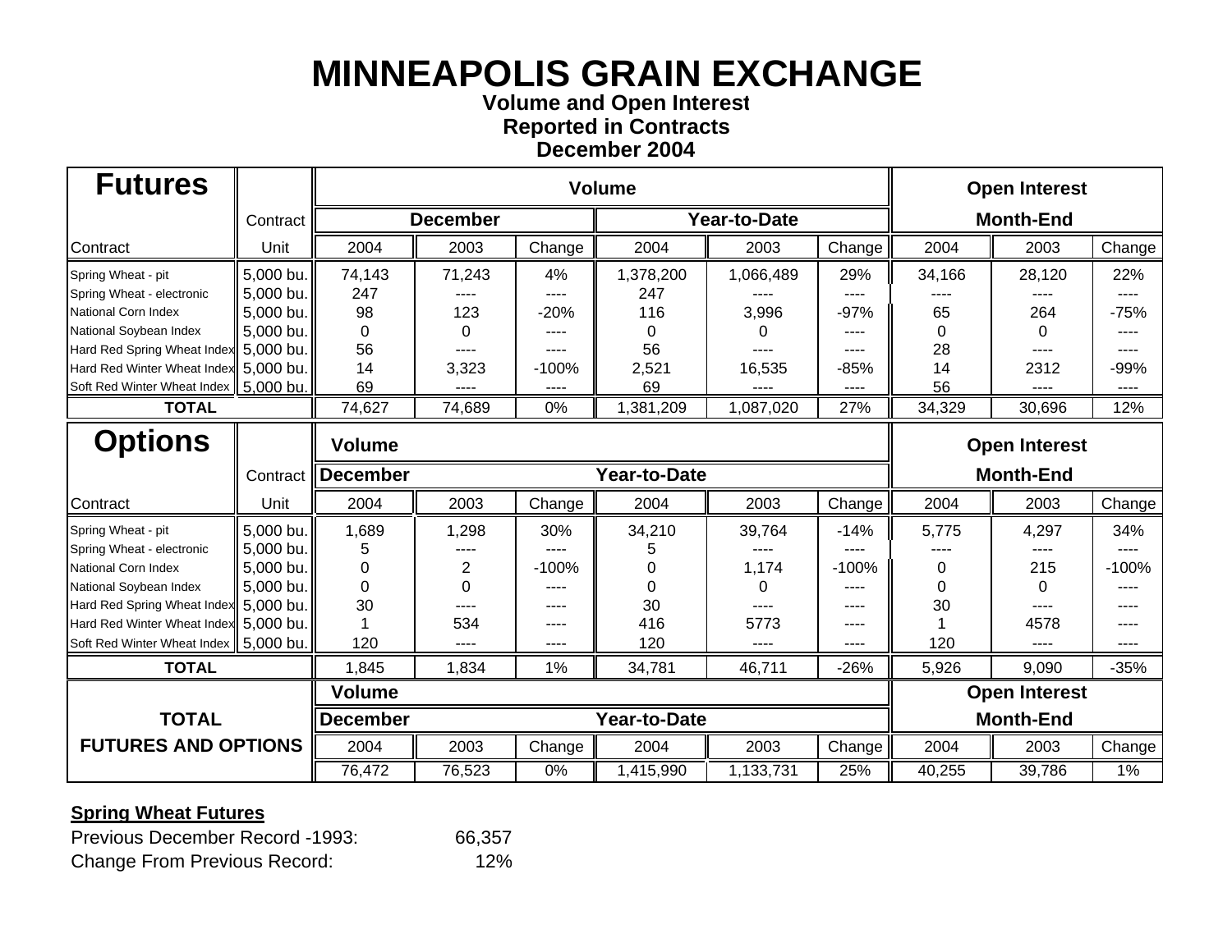# MINNEAPOLIS GRAIN EXCHANGE

**Volume and Open Interest**
**Reported in Contracts**
**December 2004**

| Futures | Contract | Volume | | | | | | Open Interest | | |
|---|---|---|---|---|---|---|---|---|---|---|
| | | December | | | Year-to-Date | | | Month-End | | |
| Contract | Unit | 2004 | 2003 | Change | 2004 | 2003 | Change | 2004 | 2003 | Change |
| Spring Wheat - pit | 5,000 bu. | 74,143 | 71,243 | 4% | 1,378,200 | 1,066,489 | 29% | 34,166 | 28,120 | 22% |
| Spring Wheat - electronic | 5,000 bu. | 247 | ---- | ---- | 247 | ---- | ---- | ---- | ---- | ---- |
| National Corn Index | 5,000 bu. | 98 | 123 | -20% | 116 | 3,996 | -97% | 65 | 264 | -75% |
| National Soybean Index | 5,000 bu. | 0 | 0 | ---- | 0 | 0 | ---- | 0 | 0 | ---- |
| Hard Red Spring Wheat Index | 5,000 bu. | 56 | ---- | ---- | 56 | ---- | ---- | 28 | ---- | ---- |
| Hard Red Winter Wheat Index | 5,000 bu. | 14 | 3,323 | -100% | 2,521 | 16,535 | -85% | 14 | 2312 | -99% |
| Soft Red Winter Wheat Index | 5,000 bu. | 69 | ---- | ---- | 69 | ---- | ---- | 56 | ---- | ---- |
| **TOTAL** | | 74,627 | 74,689 | 0% | 1,381,209 | 1,087,020 | 27% | 34,329 | 30,696 | 12% |

| Options | Contract | Volume | | | | | | Open Interest | | |
|---|---|---|---|---|---|---|---|---|---|---|
| | | December | | | Year-to-Date | | | Month-End | | |
| Contract | Unit | 2004 | 2003 | Change | 2004 | 2003 | Change | 2004 | 2003 | Change |
| Spring Wheat - pit | 5,000 bu. | 1,689 | 1,298 | 30% | 34,210 | 39,764 | -14% | 5,775 | 4,297 | 34% |
| Spring Wheat - electronic | 5,000 bu. | 5 | ---- | ---- | 5 | ---- | ---- | ---- | ---- | ---- |
| National Corn Index | 5,000 bu. | 0 | 2 | -100% | 0 | 1,174 | -100% | 0 | 215 | -100% |
| National Soybean Index | 5,000 bu. | 0 | 0 | ---- | 0 | 0 | ---- | 0 | 0 | ---- |
| Hard Red Spring Wheat Index | 5,000 bu. | 30 | ---- | ---- | 30 | ---- | ---- | 30 | ---- | ---- |
| Hard Red Winter Wheat Index | 5,000 bu. | 1 | 534 | ---- | 416 | 5773 | ---- | 1 | 4578 | ---- |
| Soft Red Winter Wheat Index | 5,000 bu. | 120 | ---- | ---- | 120 | ---- | ---- | 120 | ---- | ---- |
| **TOTAL** | | 1,845 | 1,834 | 1% | 34,781 | 46,711 | -26% | 5,926 | 9,090 | -35% |

| TOTAL FUTURES AND OPTIONS | Volume | | | | | | Open Interest | | |
|---|---|---|---|---|---|---|---|---|---|
| | December | | | Year-to-Date | | | Month-End | | |
| | 2004 | 2003 | Change | 2004 | 2003 | Change | 2004 | 2003 | Change |
| | 76,472 | 76,523 | 0% | 1,415,990 | 1,133,731 | 25% | 40,255 | 39,786 | 1% |

**Spring Wheat Futures**

Previous December Record -1993: 66,357
Change From Previous Record: 12%